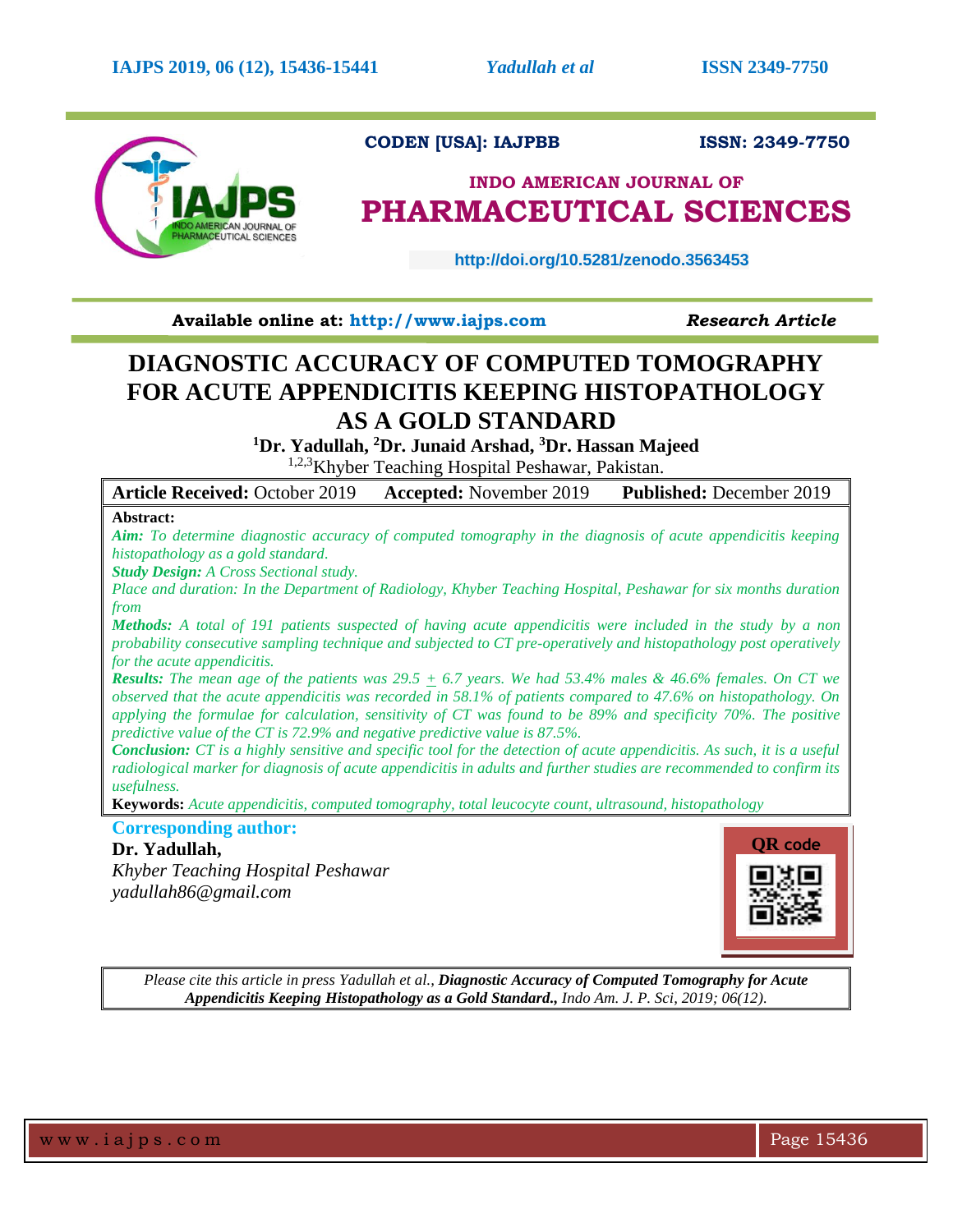CODEN [USA]: IAJPBB ISSN: 2349-7750

INDO AMERICAN JOURNAL OF
PHARMACEUTICAL SCIENCES

http://doi.org/10.5281/zenodo.3563453

**Available online at: http://www.iajps.com** ***Research Article***

# DIAGNOSTIC ACCURACY OF COMPUTED TOMOGRAPHY FOR ACUTE APPENDICITIS KEEPING HISTOPATHOLOGY AS A GOLD STANDARD

**[1]Dr. Yadullah, [2]Dr. Junaid Arshad, [3]Dr. Hassan Majeed**

[1,2,3]Khyber Teaching Hospital Peshawar, Pakistan.

**Article Received:** October 2019 **Accepted:** November 2019 **Published:** December 2019

**Abstract:**

***Aim:*** *To determine diagnostic accuracy of computed tomography in the diagnosis of acute appendicitis keeping histopathology as a gold standard.*

***Study Design:*** *A Cross Sectional study.*

*Place and duration: In the Department of Radiology, Khyber Teaching Hospital, Peshawar for six months duration from*

***Methods:*** *A total of 191 patients suspected of having acute appendicitis were included in the study by a non probability consecutive sampling technique and subjected to CT pre-operatively and histopathology post operatively for the acute appendicitis.*

***Results:*** *The mean age of the patients was 29.5 ± 6.7 years. We had 53.4% males & 46.6% females. On CT we observed that the acute appendicitis was recorded in 58.1% of patients compared to 47.6% on histopathology. On applying the formulae for calculation, sensitivity of CT was found to be 89% and specificity 70%. The positive predictive value of the CT is 72.9% and negative predictive value is 87.5%.*

***Conclusion:*** *CT is a highly sensitive and specific tool for the detection of acute appendicitis. As such, it is a useful radiological marker for diagnosis of acute appendicitis in adults and further studies are recommended to confirm its usefulness.*

**Keywords:** *Acute appendicitis, computed tomography, total leucocyte count, ultrasound, histopathology*

**Corresponding author:**

**Dr. Yadullah,**
*Khyber Teaching Hospital Peshawar*
*yadullah86@gmail.com*

QR code

*Please cite this article in press Yadullah et al.,* ***Diagnostic Accuracy of Computed Tomography for Acute Appendicitis Keeping Histopathology as a Gold Standard.,*** *Indo Am. J. P. Sci, 2019; 06(12).*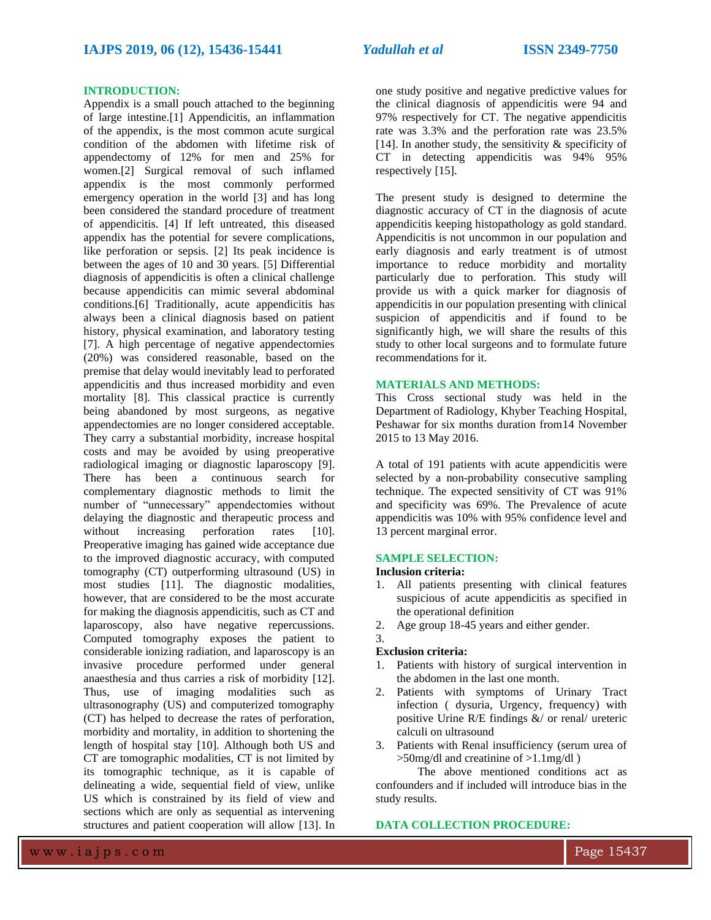## INTRODUCTION:

Appendix is a small pouch attached to the beginning of large intestine.[1] Appendicitis, an inflammation of the appendix, is the most common acute surgical condition of the abdomen with lifetime risk of appendectomy of 12% for men and 25% for women.[2] Surgical removal of such inflamed appendix is the most commonly performed emergency operation in the world [3] and has long been considered the standard procedure of treatment of appendicitis. [4] If left untreated, this diseased appendix has the potential for severe complications, like perforation or sepsis. [2] Its peak incidence is between the ages of 10 and 30 years. [5] Differential diagnosis of appendicitis is often a clinical challenge because appendicitis can mimic several abdominal conditions.[6] Traditionally, acute appendicitis has always been a clinical diagnosis based on patient history, physical examination, and laboratory testing [7]. A high percentage of negative appendectomies (20%) was considered reasonable, based on the premise that delay would inevitably lead to perforated appendicitis and thus increased morbidity and even mortality [8]. This classical practice is currently being abandoned by most surgeons, as negative appendectomies are no longer considered acceptable. They carry a substantial morbidity, increase hospital costs and may be avoided by using preoperative radiological imaging or diagnostic laparoscopy [9]. There has been a continuous search for complementary diagnostic methods to limit the number of "unnecessary" appendectomies without delaying the diagnostic and therapeutic process and without increasing perforation rates [10]. Preoperative imaging has gained wide acceptance due to the improved diagnostic accuracy, with computed tomography (CT) outperforming ultrasound (US) in most studies [11]. The diagnostic modalities, however, that are considered to be the most accurate for making the diagnosis appendicitis, such as CT and laparoscopy, also have negative repercussions. Computed tomography exposes the patient to considerable ionizing radiation, and laparoscopy is an invasive procedure performed under general anaesthesia and thus carries a risk of morbidity [12]. Thus, use of imaging modalities such as ultrasonography (US) and computerized tomography (CT) has helped to decrease the rates of perforation, morbidity and mortality, in addition to shortening the length of hospital stay [10]. Although both US and CT are tomographic modalities, CT is not limited by its tomographic technique, as it is capable of delineating a wide, sequential field of view, unlike US which is constrained by its field of view and sections which are only as sequential as intervening structures and patient cooperation will allow [13]. In one study positive and negative predictive values for the clinical diagnosis of appendicitis were 94 and 97% respectively for CT. The negative appendicitis rate was 3.3% and the perforation rate was 23.5% [14]. In another study, the sensitivity & specificity of CT in detecting appendicitis was 94% 95% respectively [15].

The present study is designed to determine the diagnostic accuracy of CT in the diagnosis of acute appendicitis keeping histopathology as gold standard. Appendicitis is not uncommon in our population and early diagnosis and early treatment is of utmost importance to reduce morbidity and mortality particularly due to perforation. This study will provide us with a quick marker for diagnosis of appendicitis in our population presenting with clinical suspicion of appendicitis and if found to be significantly high, we will share the results of this study to other local surgeons and to formulate future recommendations for it.

## MATERIALS AND METHODS:

This Cross sectional study was held in the Department of Radiology, Khyber Teaching Hospital, Peshawar for six months duration from14 November 2015 to 13 May 2016.

A total of 191 patients with acute appendicitis were selected by a non-probability consecutive sampling technique. The expected sensitivity of CT was 91% and specificity was 69%. The Prevalence of acute appendicitis was 10% with 95% confidence level and 13 percent marginal error.

## SAMPLE SELECTION:

**Inclusion criteria:**

1. All patients presenting with clinical features suspicious of acute appendicitis as specified in the operational definition
2. Age group 18-45 years and either gender.
3.

**Exclusion criteria:**

1. Patients with history of surgical intervention in the abdomen in the last one month.
2. Patients with symptoms of Urinary Tract infection ( dysuria, Urgency, frequency) with positive Urine R/E findings &/ or renal/ ureteric calculi on ultrasound
3. Patients with Renal insufficiency (serum urea of >50mg/dl and creatinine of >1.1mg/dl )

The above mentioned conditions act as confounders and if included will introduce bias in the study results.

## DATA COLLECTION PROCEDURE: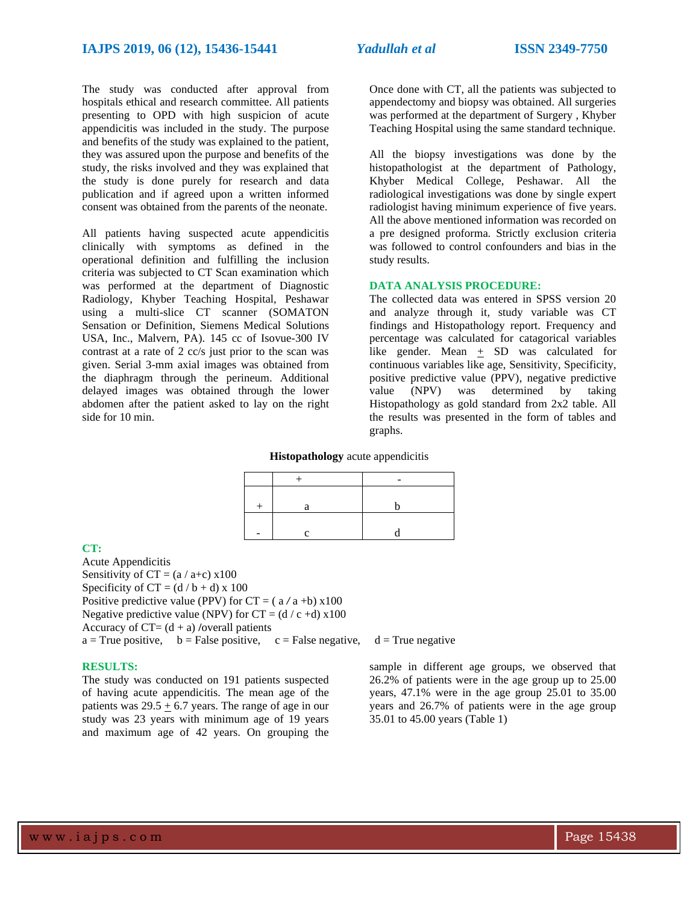The study was conducted after approval from hospitals ethical and research committee. All patients presenting to OPD with high suspicion of acute appendicitis was included in the study. The purpose and benefits of the study was explained to the patient, they was assured upon the purpose and benefits of the study, the risks involved and they was explained that the study is done purely for research and data publication and if agreed upon a written informed consent was obtained from the parents of the neonate.

All patients having suspected acute appendicitis clinically with symptoms as defined in the operational definition and fulfilling the inclusion criteria was subjected to CT Scan examination which was performed at the department of Diagnostic Radiology, Khyber Teaching Hospital, Peshawar using a multi-slice CT scanner (SOMATON Sensation or Definition, Siemens Medical Solutions USA, Inc., Malvern, PA). 145 cc of Isovue-300 IV contrast at a rate of 2 cc/s just prior to the scan was given. Serial 3-mm axial images was obtained from the diaphragm through the perineum. Additional delayed images was obtained through the lower abdomen after the patient asked to lay on the right side for 10 min.

Once done with CT, all the patients was subjected to appendectomy and biopsy was obtained. All surgeries was performed at the department of Surgery , Khyber Teaching Hospital using the same standard technique.

All the biopsy investigations was done by the histopathologist at the department of Pathology, Khyber Medical College, Peshawar. All the radiological investigations was done by single expert radiologist having minimum experience of five years. All the above mentioned information was recorded on a pre designed proforma. Strictly exclusion criteria was followed to control confounders and bias in the study results.

## DATA ANALYSIS PROCEDURE:

The collected data was entered in SPSS version 20 and analyze through it, study variable was CT findings and Histopathology report. Frequency and percentage was calculated for catagorical variables like gender. Mean $\pm$ SD was calculated for continuous variables like age, Sensitivity, Specificity, positive predictive value (PPV), negative predictive value (NPV) was determined by taking Histopathology as gold standard from 2x2 table. All the results was presented in the form of tables and graphs.

**Histopathology** acute appendicitis

| | + | - |
|---|---|---|
| + | a | b |
| - | c | d |

**CT:**

Acute Appendicitis

Sensitivity of CT = (a / a+c) x100

Specificity of CT = (d / b + d) x 100

Positive predictive value (PPV) for CT = ( a / a +b) x100

Negative predictive value (NPV) for CT = (d / c +d) x100

Accuracy of CT= (d + a) /overall patients

a = True positive, b = False positive, c = False negative, d = True negative

## RESULTS:

The study was conducted on 191 patients suspected of having acute appendicitis. The mean age of the patients was 29.5 $\pm$ 6.7 years. The range of age in our study was 23 years with minimum age of 19 years and maximum age of 42 years. On grouping the sample in different age groups, we observed that 26.2% of patients were in the age group up to 25.00 years, 47.1% were in the age group 25.01 to 35.00 years and 26.7% of patients were in the age group 35.01 to 45.00 years (Table 1)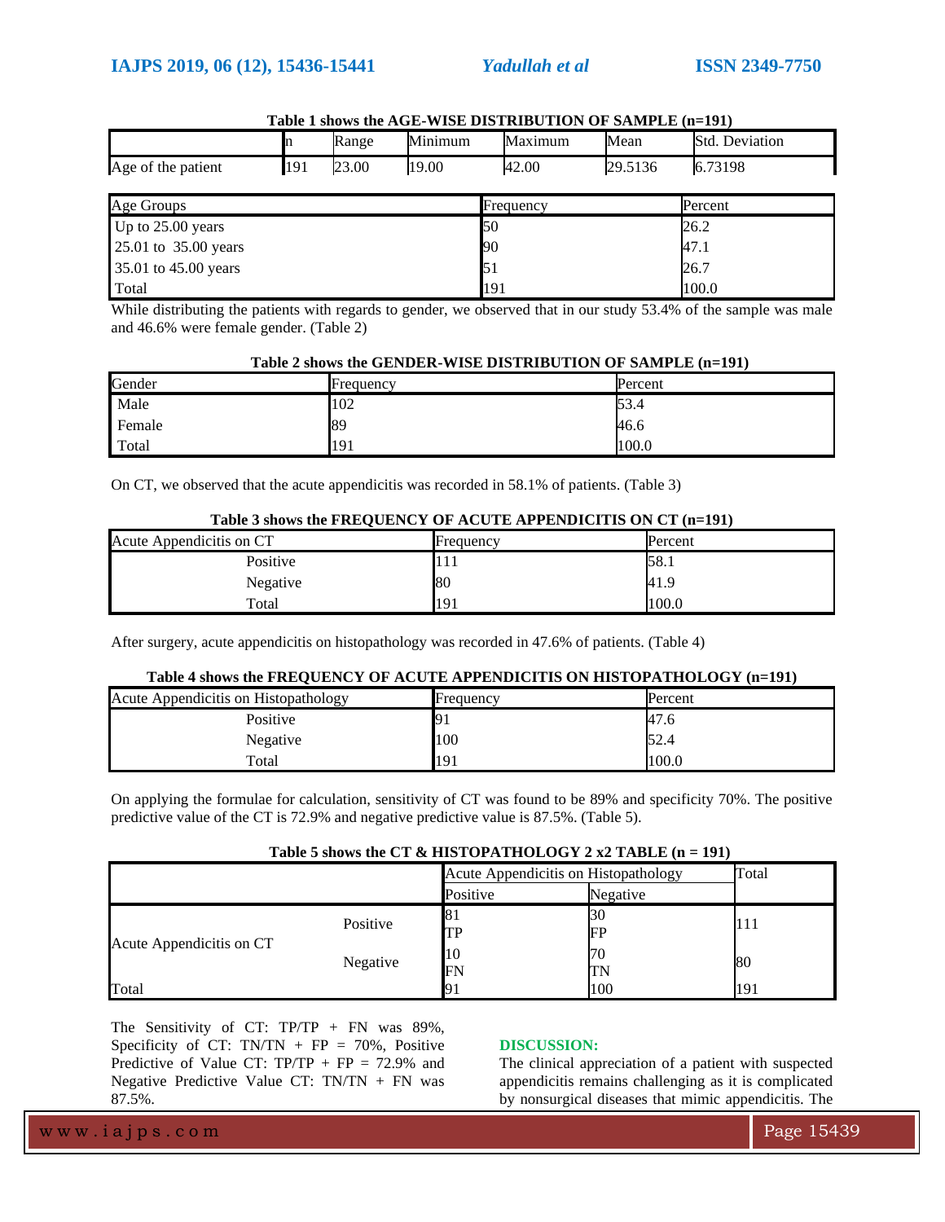**Table 1 shows the AGE-WISE DISTRIBUTION OF SAMPLE (n=191)**

| | n | Range | Minimum | Maximum | Mean | Std. Deviation |
|---|---|---|---|---|---|---|
| Age of the patient | 191 | 23.00 | 19.00 | 42.00 | 29.5136 | 6.73198 |

| Age Groups | Frequency | Percent |
|---|---|---|
| Up to 25.00 years | 50 | 26.2 |
| 25.01 to 35.00 years | 90 | 47.1 |
| 35.01 to 45.00 years | 51 | 26.7 |
| Total | 191 | 100.0 |

While distributing the patients with regards to gender, we observed that in our study 53.4% of the sample was male and 46.6% were female gender. (Table 2)

**Table 2 shows the GENDER-WISE DISTRIBUTION OF SAMPLE (n=191)**

| Gender | Frequency | Percent |
|---|---|---|
| Male | 102 | 53.4 |
| Female | 89 | 46.6 |
| Total | 191 | 100.0 |

On CT, we observed that the acute appendicitis was recorded in 58.1% of patients. (Table 3)

**Table 3 shows the FREQUENCY OF ACUTE APPENDICITIS ON CT (n=191)**

| Acute Appendicitis on CT | Frequency | Percent |
|---|---|---|
| Positive | 111 | 58.1 |
| Negative | 80 | 41.9 |
| Total | 191 | 100.0 |

After surgery, acute appendicitis on histopathology was recorded in 47.6% of patients. (Table 4)

**Table 4 shows the FREQUENCY OF ACUTE APPENDICITIS ON HISTOPATHOLOGY (n=191)**

| Acute Appendicitis on Histopathology | Frequency | Percent |
|---|---|---|
| Positive | 91 | 47.6 |
| Negative | 100 | 52.4 |
| Total | 191 | 100.0 |

On applying the formulae for calculation, sensitivity of CT was found to be 89% and specificity 70%. The positive predictive value of the CT is 72.9% and negative predictive value is 87.5%. (Table 5).

**Table 5 shows the CT & HISTOPATHOLOGY 2 x2 TABLE (n = 191)**

| | | Acute Appendicitis on Histopathology | | Total |
|---|---|---|---|---|
| | | Positive | Negative | |
| Acute Appendicitis on CT | Positive | 81 TP | 30 FP | 111 |
| | Negative | 10 FN | 70 TN | 80 |
| Total | | 91 | 100 | 191 |

The Sensitivity of CT: TP/TP + FN was 89%, Specificity of CT: TN/TN + FP = 70%, Positive Predictive of Value CT: TP/TP + FP = 72.9% and Negative Predictive Value CT: TN/TN + FN was 87.5%.

## DISCUSSION:

The clinical appreciation of a patient with suspected appendicitis remains challenging as it is complicated by nonsurgical diseases that mimic appendicitis. The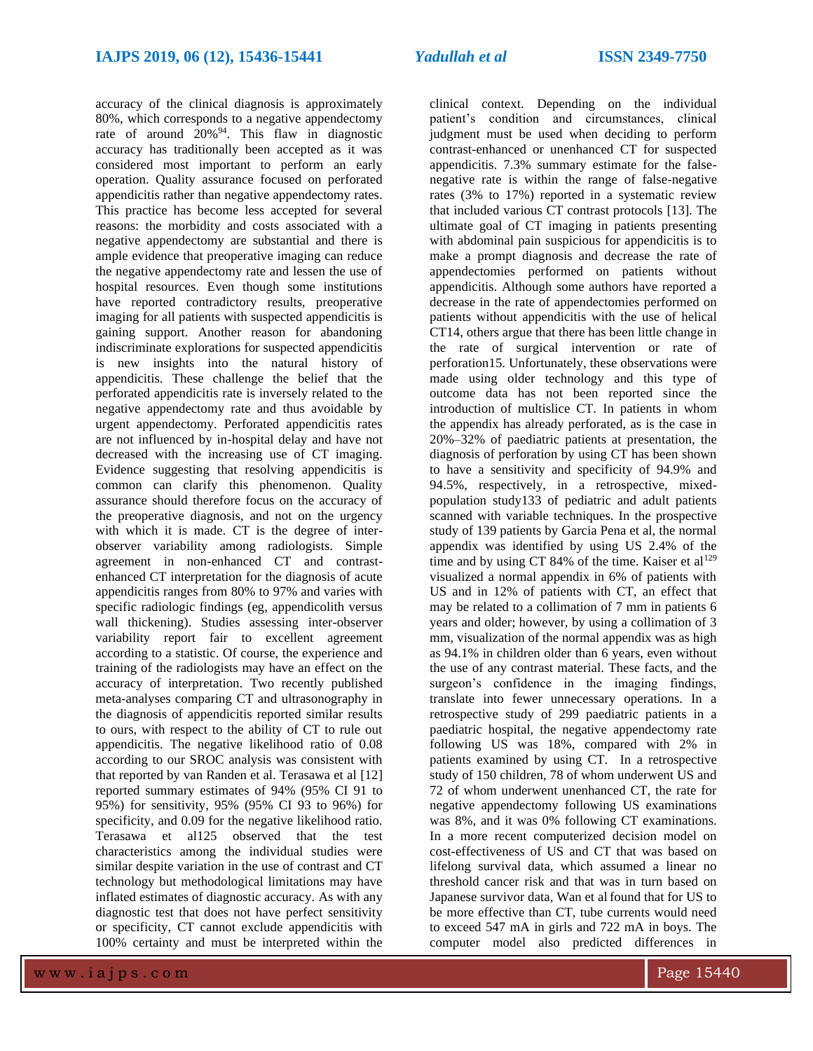accuracy of the clinical diagnosis is approximately 80%, which corresponds to a negative appendectomy rate of around 20%[94]. This flaw in diagnostic accuracy has traditionally been accepted as it was considered most important to perform an early operation. Quality assurance focused on perforated appendicitis rather than negative appendectomy rates. This practice has become less accepted for several reasons: the morbidity and costs associated with a negative appendectomy are substantial and there is ample evidence that preoperative imaging can reduce the negative appendectomy rate and lessen the use of hospital resources. Even though some institutions have reported contradictory results, preoperative imaging for all patients with suspected appendicitis is gaining support. Another reason for abandoning indiscriminate explorations for suspected appendicitis is new insights into the natural history of appendicitis. These challenge the belief that the perforated appendicitis rate is inversely related to the negative appendectomy rate and thus avoidable by urgent appendectomy. Perforated appendicitis rates are not influenced by in-hospital delay and have not decreased with the increasing use of CT imaging. Evidence suggesting that resolving appendicitis is common can clarify this phenomenon. Quality assurance should therefore focus on the accuracy of the preoperative diagnosis, and not on the urgency with which it is made. CT is the degree of inter-observer variability among radiologists. Simple agreement in non-enhanced CT and contrast-enhanced CT interpretation for the diagnosis of acute appendicitis ranges from 80% to 97% and varies with specific radiologic findings (eg, appendicolith versus wall thickening). Studies assessing inter-observer variability report fair to excellent agreement according to a statistic. Of course, the experience and training of the radiologists may have an effect on the accuracy of interpretation. Two recently published meta-analyses comparing CT and ultrasonography in the diagnosis of appendicitis reported similar results to ours, with respect to the ability of CT to rule out appendicitis. The negative likelihood ratio of 0.08 according to our SROC analysis was consistent with that reported by van Randen et al. Terasawa et al [12] reported summary estimates of 94% (95% CI 91 to 95%) for sensitivity, 95% (95% CI 93 to 96%) for specificity, and 0.09 for the negative likelihood ratio. Terasawa et al125 observed that the test characteristics among the individual studies were similar despite variation in the use of contrast and CT technology but methodological limitations may have inflated estimates of diagnostic accuracy. As with any diagnostic test that does not have perfect sensitivity or specificity, CT cannot exclude appendicitis with 100% certainty and must be interpreted within the clinical context. Depending on the individual patient's condition and circumstances, clinical judgment must be used when deciding to perform contrast-enhanced or unenhanced CT for suspected appendicitis. 7.3% summary estimate for the false-negative rate is within the range of false-negative rates (3% to 17%) reported in a systematic review that included various CT contrast protocols [13]. The ultimate goal of CT imaging in patients presenting with abdominal pain suspicious for appendicitis is to make a prompt diagnosis and decrease the rate of appendectomies performed on patients without appendicitis. Although some authors have reported a decrease in the rate of appendectomies performed on patients without appendicitis with the use of helical CT14, others argue that there has been little change in the rate of surgical intervention or rate of perforation15. Unfortunately, these observations were made using older technology and this type of outcome data has not been reported since the introduction of multislice CT. In patients in whom the appendix has already perforated, as is the case in 20%–32% of paediatric patients at presentation, the diagnosis of perforation by using CT has been shown to have a sensitivity and specificity of 94.9% and 94.5%, respectively, in a retrospective, mixed-population study133 of pediatric and adult patients scanned with variable techniques. In the prospective study of 139 patients by Garcia Pena et al, the normal appendix was identified by using US 2.4% of the time and by using CT 84% of the time. Kaiser et al[129] visualized a normal appendix in 6% of patients with US and in 12% of patients with CT, an effect that may be related to a collimation of 7 mm in patients 6 years and older; however, by using a collimation of 3 mm, visualization of the normal appendix was as high as 94.1% in children older than 6 years, even without the use of any contrast material. These facts, and the surgeon's confidence in the imaging findings, translate into fewer unnecessary operations. In a retrospective study of 299 paediatric patients in a paediatric hospital, the negative appendectomy rate following US was 18%, compared with 2% in patients examined by using CT. In a retrospective study of 150 children, 78 of whom underwent US and 72 of whom underwent unenhanced CT, the rate for negative appendectomy following US examinations was 8%, and it was 0% following CT examinations. In a more recent computerized decision model on cost-effectiveness of US and CT that was based on lifelong survival data, which assumed a linear no threshold cancer risk and that was in turn based on Japanese survivor data, Wan et al found that for US to be more effective than CT, tube currents would need to exceed 547 mA in girls and 722 mA in boys. The computer model also predicted differences in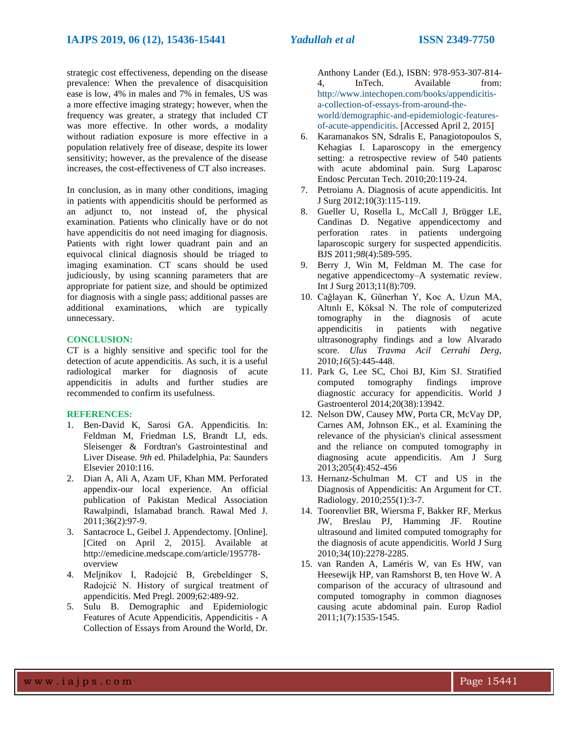strategic cost effectiveness, depending on the disease prevalence: When the prevalence of disacquisition ease is low, 4% in males and 7% in females, US was a more effective imaging strategy; however, when the frequency was greater, a strategy that included CT was more effective. In other words, a modality without radiation exposure is more effective in a population relatively free of disease, despite its lower sensitivity; however, as the prevalence of the disease increases, the cost-effectiveness of CT also increases.

In conclusion, as in many other conditions, imaging in patients with appendicitis should be performed as an adjunct to, not instead of, the physical examination. Patients who clinically have or do not have appendicitis do not need imaging for diagnosis. Patients with right lower quadrant pain and an equivocal clinical diagnosis should be triaged to imaging examination. CT scans should be used judiciously, by using scanning parameters that are appropriate for patient size, and should be optimized for diagnosis with a single pass; additional passes are additional examinations, which are typically unnecessary.

## CONCLUSION:

CT is a highly sensitive and specific tool for the detection of acute appendicitis. As such, it is a useful radiological marker for diagnosis of acute appendicitis in adults and further studies are recommended to confirm its usefulness.

## REFERENCES:

1. Ben-David K, Sarosi GA. Appendicitis. In: Feldman M, Friedman LS, Brandt LJ, eds. Sleisenger & Fordtran's Gastrointestinal and Liver Disease. *9th* ed. Philadelphia, Pa: Saunders Elsevier 2010:116.
2. Dian A, Ali A, Azam UF, Khan MM. Perforated appendix-our local experience. An official publication of Pakistan Medical Association Rawalpindi, Islamabad branch. Rawal Med J. 2011;36(2):97-9.
3. Santacroce L, Geibel J. Appendectomy. [Online]. [Cited on April 2, 2015]. Available at http://emedicine.medscape.com/article/195778-overview
4. Meljnikov I, Radojcić B, Grebeldinger S, Radojcić N. History of surgical treatment of appendicitis. Med Pregl. 2009;62:489-92.
5. Sulu B. Demographic and Epidemiologic Features of Acute Appendicitis, Appendicitis - A Collection of Essays from Around the World, Dr. Anthony Lander (Ed.), ISBN: 978-953-307-814-4, InTech. Available from: http://www.intechopen.com/books/appendicitis-a-collection-of-essays-from-around-the-world/demographic-and-epidemiologic-features-of-acute-appendicitis. [Accessed April 2, 2015]
6. Karamanakos SN, Sdralis E, Panagiotopoulos S, Kehagias I. Laparoscopy in the emergency setting: a retrospective review of 540 patients with acute abdominal pain. Surg Laparosc Endosc Percutan Tech. 2010;20:119-24.
7. Petroianu A. Diagnosis of acute appendicitis. Int J Surg 2012;10(3):115-119.
8. Gueller U, Rosella L, McCall J, Brügger LE, Candinas D. Negative appendicectomy and perforation rates in patients undergoing laparoscopic surgery for suspected appendicitis. BJS 2011;*98*(4):589-595.
9. Berry J, Win M, Feldman M. The case for negative appendicectomy–A systematic review. Int J Surg 2013;11(8):709.
10. Cağlayan K, Günerhan Y, Koc A, Uzun MA, Altınlı E, Köksal N. The role of computerized tomography in the diagnosis of acute appendicitis in patients with negative ultrasonography findings and a low Alvarado score. *Ulus Travma Acil Cerrahi Derg*, 2010;*16*(5):445-448.
11. Park G, Lee SC, Choi BJ, Kim SJ. Stratified computed tomography findings improve diagnostic accuracy for appendicitis. World J Gastroenterol 2014;20(38):13942.
12. Nelson DW, Causey MW, Porta CR, McVay DP, Carnes AM, Johnson EK., et al. Examining the relevance of the physician's clinical assessment and the reliance on computed tomography in diagnosing acute appendicitis. Am J Surg 2013;205(4):452-456
13. Hernanz-Schulman M. CT and US in the Diagnosis of Appendicitis: An Argument for CT. Radiology. 2010;255(1):3-7.
14. Toorenvliet BR, Wiersma F, Bakker RF, Merkus JW, Breslau PJ, Hamming JF. Routine ultrasound and limited computed tomography for the diagnosis of acute appendicitis. World J Surg 2010;34(10):2278-2285.
15. van Randen A, Laméris W, van Es HW, van Heesewijk HP, van Ramshorst B, ten Hove W. A comparison of the accuracy of ultrasound and computed tomography in common diagnoses causing acute abdominal pain. Europ Radiol 2011;1(7):1535-1545.